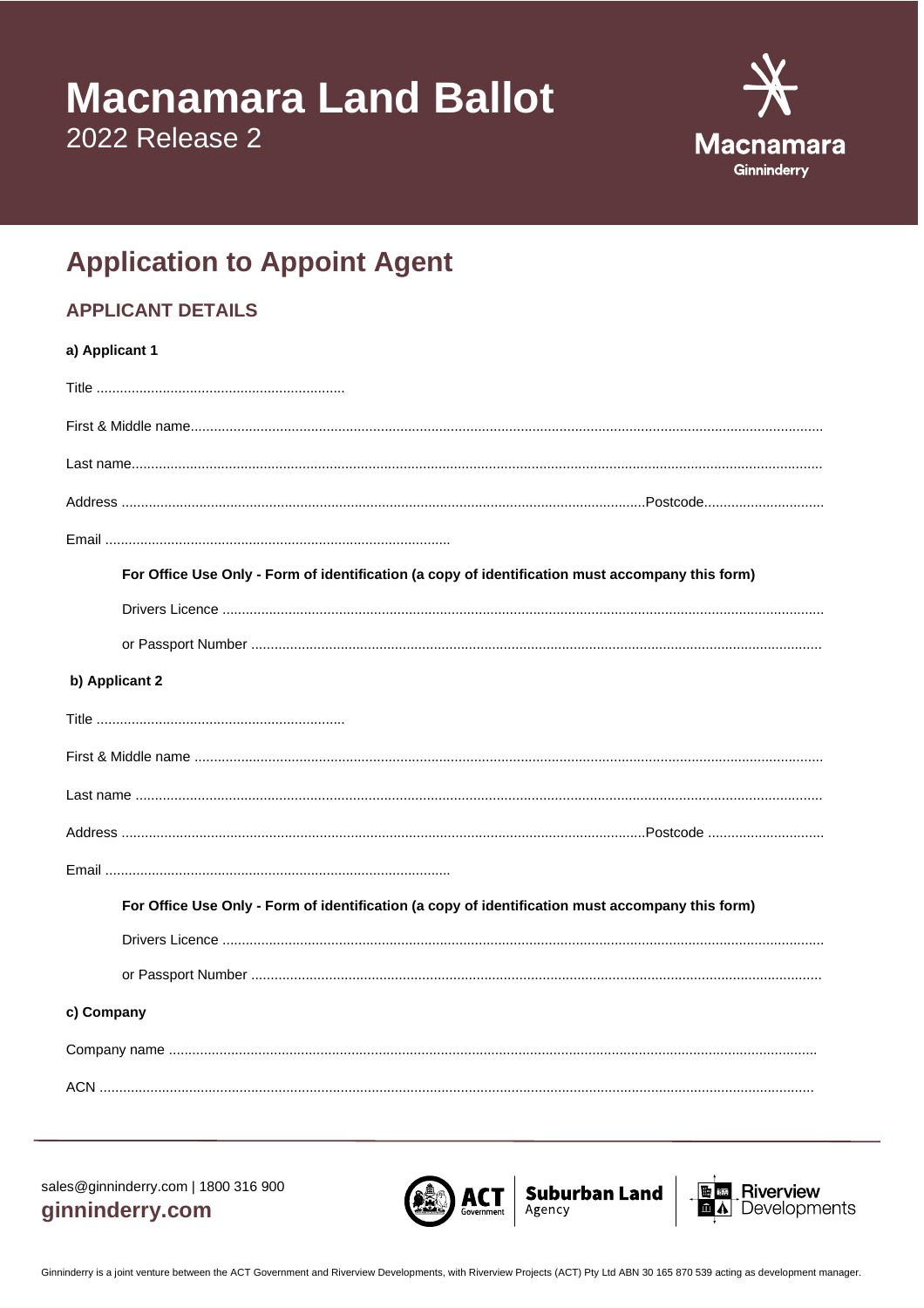# Macnamara Land Ballot

2022 Release 2

## Application to Appoint Agent

### APPLICANT DETAILS

**a) Applicant 1**

Title ................................................................

First & Middle name.................................................................................................................................................

Last name.................................................................................................................................................................

Address ......................................................................................................................Postcode..............................

Email .........................................................................................

**For Office Use Only - Form of identification (a copy of identification must accompany this form)**

Drivers Licence .........................................................................................................................................

or Passport Number .................................................................................................................................

**b) Applicant 2**

Title ................................................................

First & Middle name ...............................................................................................................................................

Last name ...............................................................................................................................................................

Address ......................................................................................................................Postcode .............................

Email .........................................................................................

**For Office Use Only - Form of identification (a copy of identification must accompany this form)**

Drivers Licence .........................................................................................................................................

or Passport Number .................................................................................................................................

**c) Company**

Company name .....................................................................................................................................................

ACN ........................................................................................................................................................................

sales@ginninderry.com | 1800 316 900

**ginninderry.com**

Ginninderry is a joint venture between the ACT Government and Riverview Developments, with Riverview Projects (ACT) Pty Ltd ABN 30 165 870 539 acting as development manager.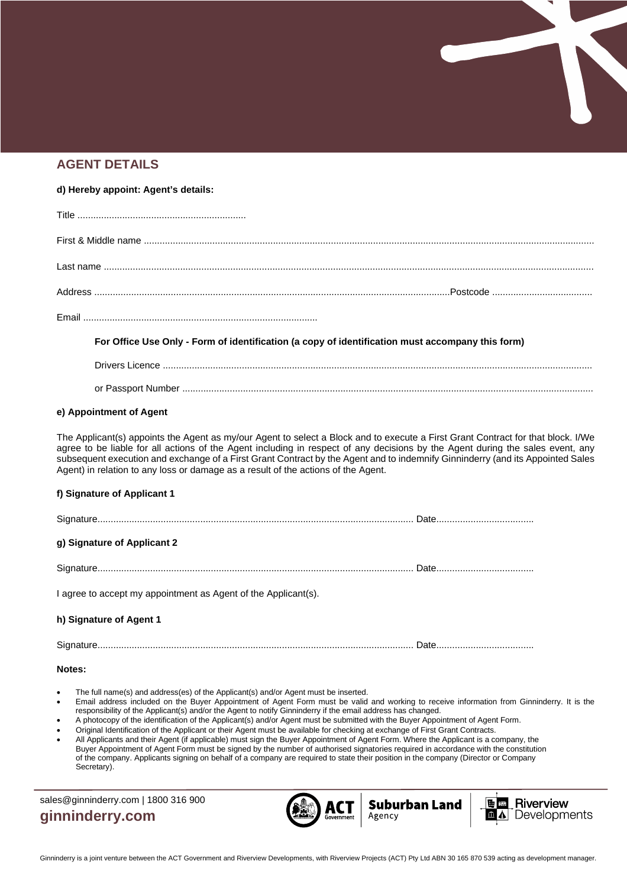## AGENT DETAILS

**d) Hereby appoint: Agent's details:**

Title ................................................................

First & Middle name ..........................................................................................................................................................

Last name ..........................................................................................................................................................

Address ..................................................................................................................................Postcode ......................................

Email .........................................................................................

**For Office Use Only - Form of identification (a copy of identification must accompany this form)**

Drivers Licence ..........................................................................................................................................................

or Passport Number ..........................................................................................................................................................

**e) Appointment of Agent**

The Applicant(s) appoints the Agent as my/our Agent to select a Block and to execute a First Grant Contract for that block. I/We agree to be liable for all actions of the Agent including in respect of any decisions by the Agent during the sales event, any subsequent execution and exchange of a First Grant Contract by the Agent and to indemnify Ginninderry (and its Appointed Sales Agent) in relation to any loss or damage as a result of the actions of the Agent.

**f) Signature of Applicant 1**

Signature........................................................................................................................ Date.....................................

**g) Signature of Applicant 2**

Signature........................................................................................................................ Date.....................................

I agree to accept my appointment as Agent of the Applicant(s).

**h) Signature of Agent 1**

Signature........................................................................................................................ Date.....................................

**Notes:**

- The full name(s) and address(es) of the Applicant(s) and/or Agent must be inserted.
- Email address included on the Buyer Appointment of Agent Form must be valid and working to receive information from Ginninderry. It is the responsibility of the Applicant(s) and/or the Agent to notify Ginninderry if the email address has changed.
- A photocopy of the identification of the Applicant(s) and/or Agent must be submitted with the Buyer Appointment of Agent Form.
- Original Identification of the Applicant or their Agent must be available for checking at exchange of First Grant Contracts.
- All Applicants and their Agent (if applicable) must sign the Buyer Appointment of Agent Form. Where the Applicant is a company, the Buyer Appointment of Agent Form must be signed by the number of authorised signatories required in accordance with the constitution of the company. Applicants signing on behalf of a company are required to state their position in the company (Director or Company Secretary).

sales@ginninderry.com | 1800 316 900

ginninderry.com

Ginninderry is a joint venture between the ACT Government and Riverview Developments, with Riverview Projects (ACT) Pty Ltd ABN 30 165 870 539 acting as development manager.